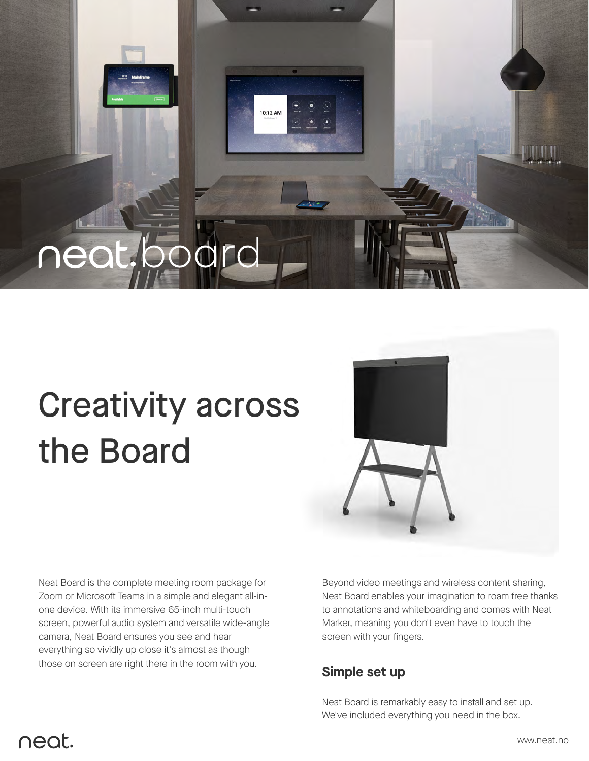# neat.board

## Creativity across the Board

Neat Board is the complete meeting room package for Zoom or Microsoft Teams in a simple and elegant all-in-one device. With its immersive 65-inch multi-touch screen, powerful audio system and versatile wide-angle camera, Neat Board ensures you see and hear everything so vividly up close it's almost as though those on screen are right there in the room with you.

Beyond video meetings and wireless content sharing, Neat Board enables your imagination to roam free thanks to annotations and whiteboarding and comes with Neat Marker, meaning you don't even have to touch the screen with your fingers.

### Simple set up

Neat Board is remarkably easy to install and set up. We've included everything you need in the box.

neat.

www.neat.no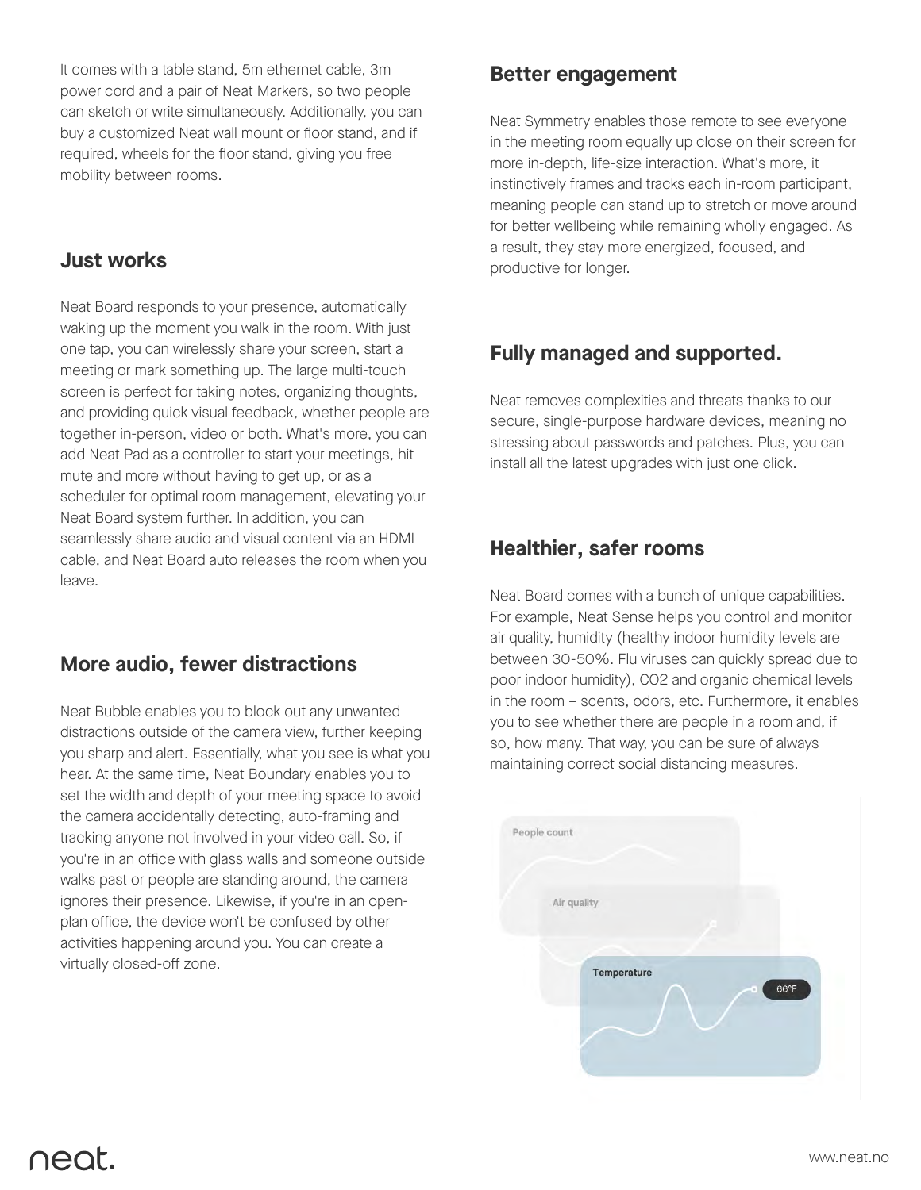It comes with a table stand, 5m ethernet cable, 3m power cord and a pair of Neat Markers, so two people can sketch or write simultaneously. Additionally, you can buy a customized Neat wall mount or floor stand, and if required, wheels for the floor stand, giving you free mobility between rooms.

## Just works

Neat Board responds to your presence, automatically waking up the moment you walk in the room. With just one tap, you can wirelessly share your screen, start a meeting or mark something up. The large multi-touch screen is perfect for taking notes, organizing thoughts, and providing quick visual feedback, whether people are together in-person, video or both. What's more, you can add Neat Pad as a controller to start your meetings, hit mute and more without having to get up, or as a scheduler for optimal room management, elevating your Neat Board system further. In addition, you can seamlessly share audio and visual content via an HDMI cable, and Neat Board auto releases the room when you leave.

## More audio, fewer distractions

Neat Bubble enables you to block out any unwanted distractions outside of the camera view, further keeping you sharp and alert. Essentially, what you see is what you hear. At the same time, Neat Boundary enables you to set the width and depth of your meeting space to avoid the camera accidentally detecting, auto-framing and tracking anyone not involved in your video call. So, if you're in an office with glass walls and someone outside walks past or people are standing around, the camera ignores their presence. Likewise, if you're in an open-plan office, the device won't be confused by other activities happening around you. You can create a virtually closed-off zone.

## Better engagement

Neat Symmetry enables those remote to see everyone in the meeting room equally up close on their screen for more in-depth, life-size interaction. What's more, it instinctively frames and tracks each in-room participant, meaning people can stand up to stretch or move around for better wellbeing while remaining wholly engaged. As a result, they stay more energized, focused, and productive for longer.

## Fully managed and supported.

Neat removes complexities and threats thanks to our secure, single-purpose hardware devices, meaning no stressing about passwords and patches. Plus, you can install all the latest upgrades with just one click.

## Healthier, safer rooms

Neat Board comes with a bunch of unique capabilities. For example, Neat Sense helps you control and monitor air quality, humidity (healthy indoor humidity levels are between 30-50%. Flu viruses can quickly spread due to poor indoor humidity), CO2 and organic chemical levels in the room – scents, odors, etc. Furthermore, it enables you to see whether there are people in a room and, if so, how many. That way, you can be sure of always maintaining correct social distancing measures.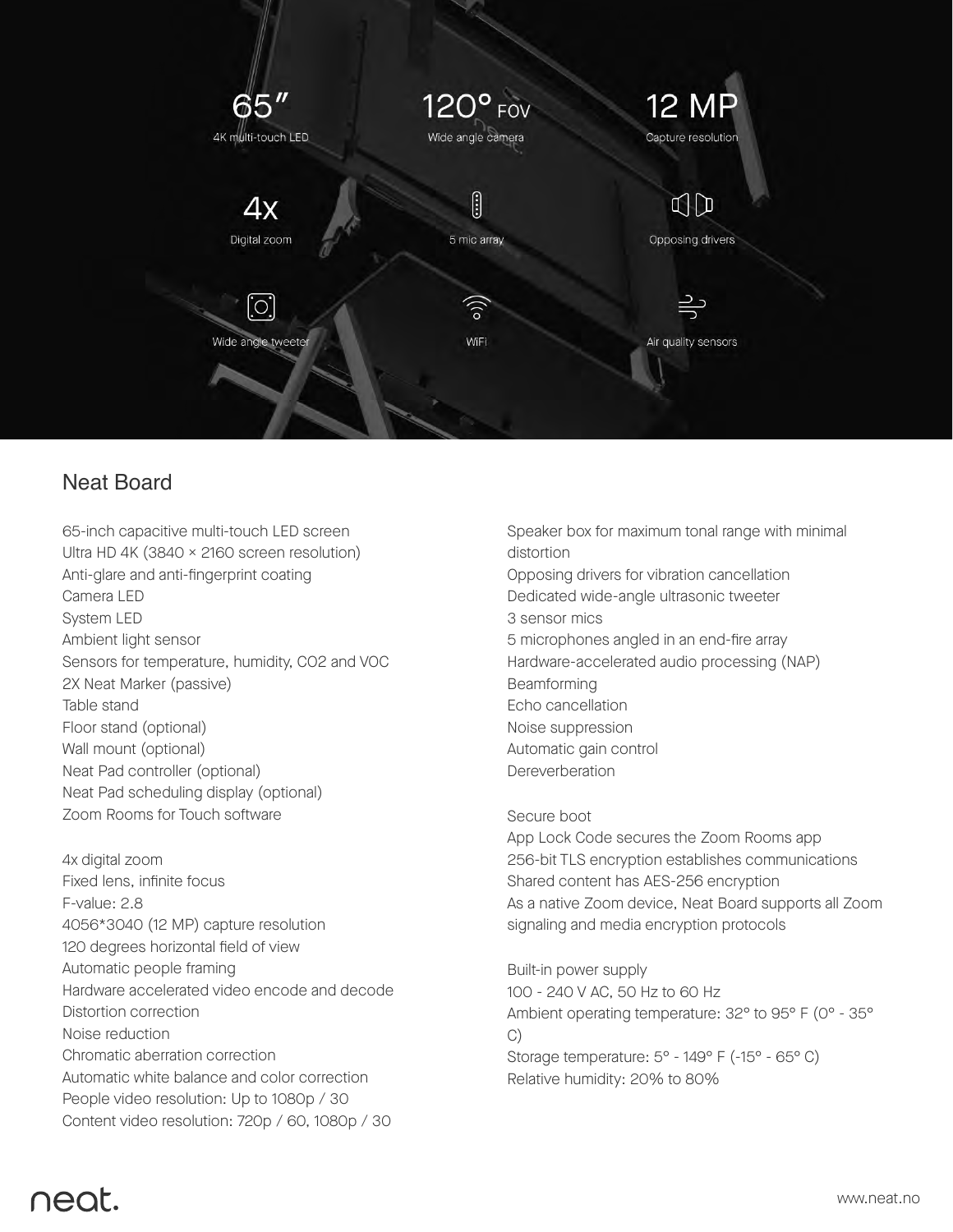65″
4K multi-touch LED

120° FOV
Wide angle camera

12 MP
Capture resolution

4x
Digital zoom

5 mic array

Opposing drivers

Wide angle tweeter

WiFi

Air quality sensors

## Neat Board

65-inch capacitive multi-touch LED screen
Ultra HD 4K (3840 × 2160 screen resolution)
Anti-glare and anti-fingerprint coating
Camera LED
System LED
Ambient light sensor
Sensors for temperature, humidity, CO2 and VOC
2X Neat Marker (passive)
Table stand
Floor stand (optional)
Wall mount (optional)
Neat Pad controller (optional)
Neat Pad scheduling display (optional)
Zoom Rooms for Touch software

4x digital zoom
Fixed lens, infinite focus
F-value: 2.8
4056*3040 (12 MP) capture resolution
120 degrees horizontal field of view
Automatic people framing
Hardware accelerated video encode and decode
Distortion correction
Noise reduction
Chromatic aberration correction
Automatic white balance and color correction
People video resolution: Up to 1080p / 30
Content video resolution: 720p / 60, 1080p / 30

Speaker box for maximum tonal range with minimal distortion
Opposing drivers for vibration cancellation
Dedicated wide-angle ultrasonic tweeter
3 sensor mics
5 microphones angled in an end-fire array
Hardware-accelerated audio processing (NAP)
Beamforming
Echo cancellation
Noise suppression
Automatic gain control
Dereverberation

Secure boot
App Lock Code secures the Zoom Rooms app
256-bit TLS encryption establishes communications
Shared content has AES-256 encryption
As a native Zoom device, Neat Board supports all Zoom signaling and media encryption protocols

Built-in power supply
100 - 240 V AC, 50 Hz to 60 Hz
Ambient operating temperature: 32° to 95° F (0° - 35° C)
Storage temperature: 5° - 149° F (-15° - 65° C)
Relative humidity: 20% to 80%

neat.

www.neat.no